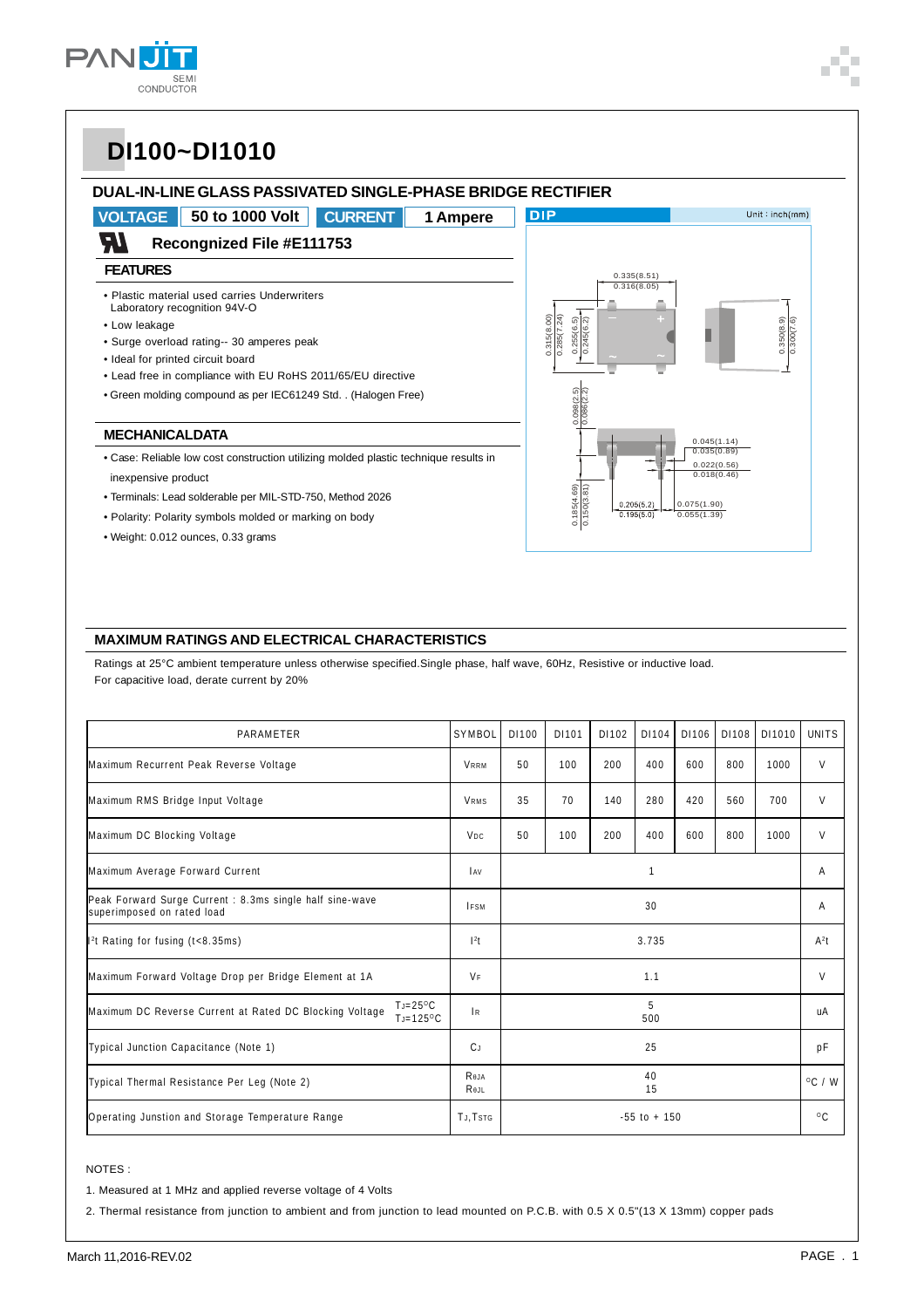# DI100~DI1010

## DUAL-IN-LINE GLASS PASSIVATED SINGLE-PHASE BRIDGE RECTIFIER

**VOLTAGE** 50 to 1000 Volt **CURRENT** 1 Ampere

**Recognized File #E111753**

### FEATURES

- Plastic material used carries Underwriters Laboratory recognition 94V-O
- Low leakage
- Surge overload rating-- 30 amperes peak
- Ideal for printed circuit board
- Lead free in compliance with EU RoHS 2011/65/EU directive
- Green molding compound as per IEC61249 Std. . (Halogen Free)

### MECHANICALDATA

- Case: Reliable low cost construction utilizing molded plastic technique results in inexpensive product
- Terminals: Lead solderable per MIL-STD-750, Method 2026
- Polarity: Polarity symbols molded or marking on body
- Weight: 0.012 ounces, 0.33 grams

DIP

Unit : inch(mm)

0.335(8.51)
0.316(8.05)
0.315(8.00)
0.285(7.24)
0.255(6.5)
0.245(6.2)
0.350(8.9)
0.300(7.6)
0.098(2.5)
0.086(2.2)
0.045(1.14)
0.035(0.89)
0.022(0.56)
0.018(0.46)
0.185(4.69)
0.150(3.81)
0.205(5.2)
0.195(5.0)
0.075(1.90)
0.055(1.39)

## MAXIMUM RATINGS AND ELECTRICAL CHARACTERISTICS

Ratings at 25°C ambient temperature unless otherwise specified.Single phase, half wave, 60Hz, Resistive or inductive load.
For capacitive load, derate current by 20%

| PARAMETER | SYMBOL | DI100 | DI101 | DI102 | DI104 | DI106 | DI108 | DI1010 | UNITS |
|---|---|---|---|---|---|---|---|---|---|
| Maximum Recurrent Peak Reverse Voltage | $V_{RRM}$ | 50 | 100 | 200 | 400 | 600 | 800 | 1000 | V |
| Maximum RMS Bridge Input Voltage | $V_{RMS}$ | 35 | 70 | 140 | 280 | 420 | 560 | 700 | V |
| Maximum DC Blocking Voltage | $V_{DC}$ | 50 | 100 | 200 | 400 | 600 | 800 | 1000 | V |
| Maximum Average Forward Current | $I_{AV}$ | 1 | | | | | | | A |
| Peak Forward Surge Current : 8.3ms single half sine-wave superimposed on rated load | $I_{FSM}$ | 30 | | | | | | | A |
| $I^2t$ Rating for fusing (t<8.35ms) | $I^2t$ | 3.735 | | | | | | | $A^2t$ |
| Maximum Forward Voltage Drop per Bridge Element at 1A | $V_F$ | 1.1 | | | | | | | V |
| Maximum DC Reverse Current at Rated DC Blocking Voltage $T_J$=25°C / $T_J$=125°C | $I_R$ | 5 / 500 | | | | | | | uA |
| Typical Junction Capacitance (Note 1) | $C_J$ | 25 | | | | | | | pF |
| Typical Thermal Resistance Per Leg (Note 2) | $R_{\theta JA}$ / $R_{\theta JL}$ | 40 / 15 | | | | | | | °C / W |
| Operating Junstion and Storage Temperature Range | $T_J$, $T_{STG}$ | -55 to + 150 | | | | | | | °C |

NOTES :

1. Measured at 1 MHz and applied reverse voltage of 4 Volts
2. Thermal resistance from junction to ambient and from junction to lead mounted on P.C.B. with 0.5 X 0.5"(13 X 13mm) copper pads

March 11,2016-REV.02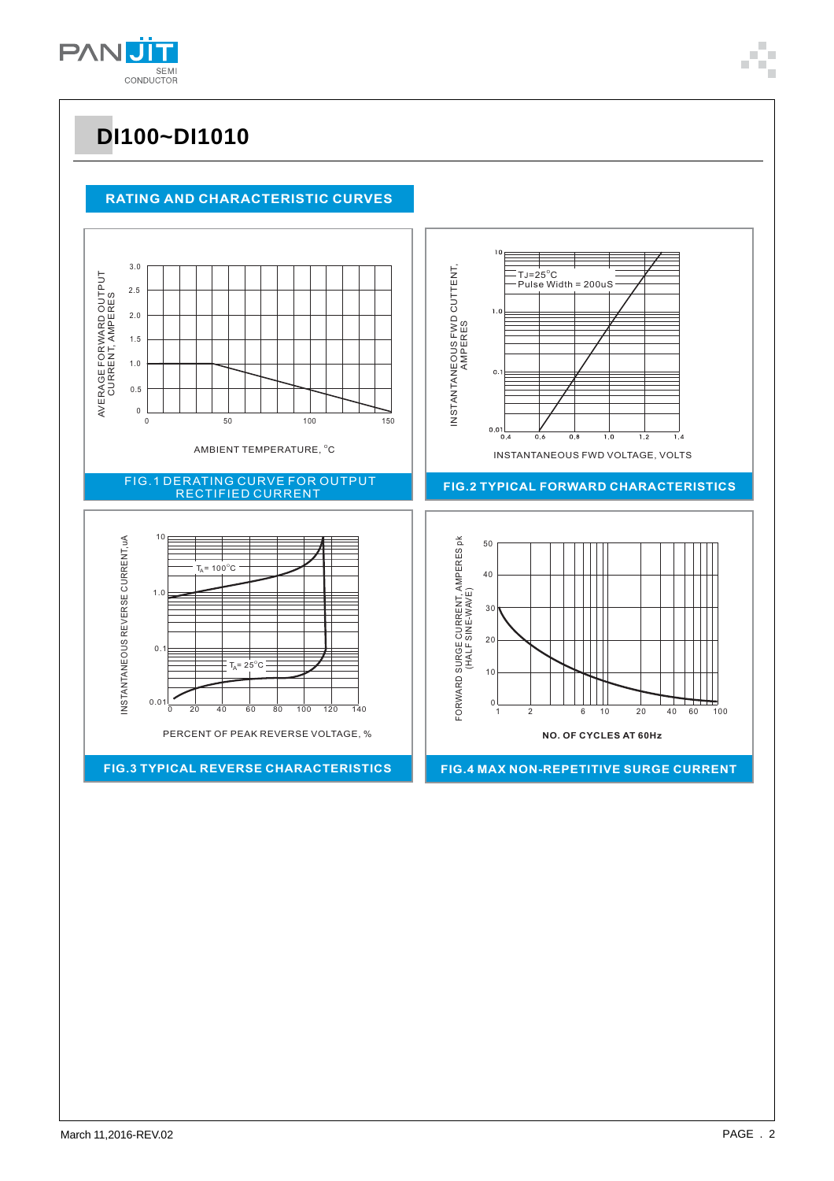# DI100~DI1010

## RATING AND CHARACTERISTIC CURVES

AVERAGE FORWARD OUTPUT CURRENT, AMPERES

3.0
2.5
2.0
1.5
1.0
0.5
0

0
50
100
150

AMBIENT TEMPERATURE, °C

FIG.1 DERATING CURVE FOR OUTPUT RECTIFIED CURRENT

INSTANTANEOUS FWD CUTTENT, AMPERES

10
1.0
0.1
0.01

TJ=25°C
Pulse Width = 200uS

0.4
0.6
0.8
1.0
1.2
1.4

INSTANTANEOUS FWD VOLTAGE, VOLTS

FIG.2 TYPICAL FORWARD CHARACTERISTICS

INSTANTANEOUS REVERSE CURRENT,uA

10
1.0
0.1
0.01

$T_A$= 100°C
$T_A$= 25°C

0
20
40
60
80
100
120
140

PERCENT OF PEAK REVERSE VOLTAGE, %

FIG.3 TYPICAL REVERSE CHARACTERISTICS

FORWARD SURGE CURRENT, AMPERES pk (HALF SINE-WAVE)

50
40
30
20
10
0

1
2
6
10
20
40
60
100

NO. OF CYCLES AT 60Hz

FIG.4 MAX NON-REPETITIVE SURGE CURRENT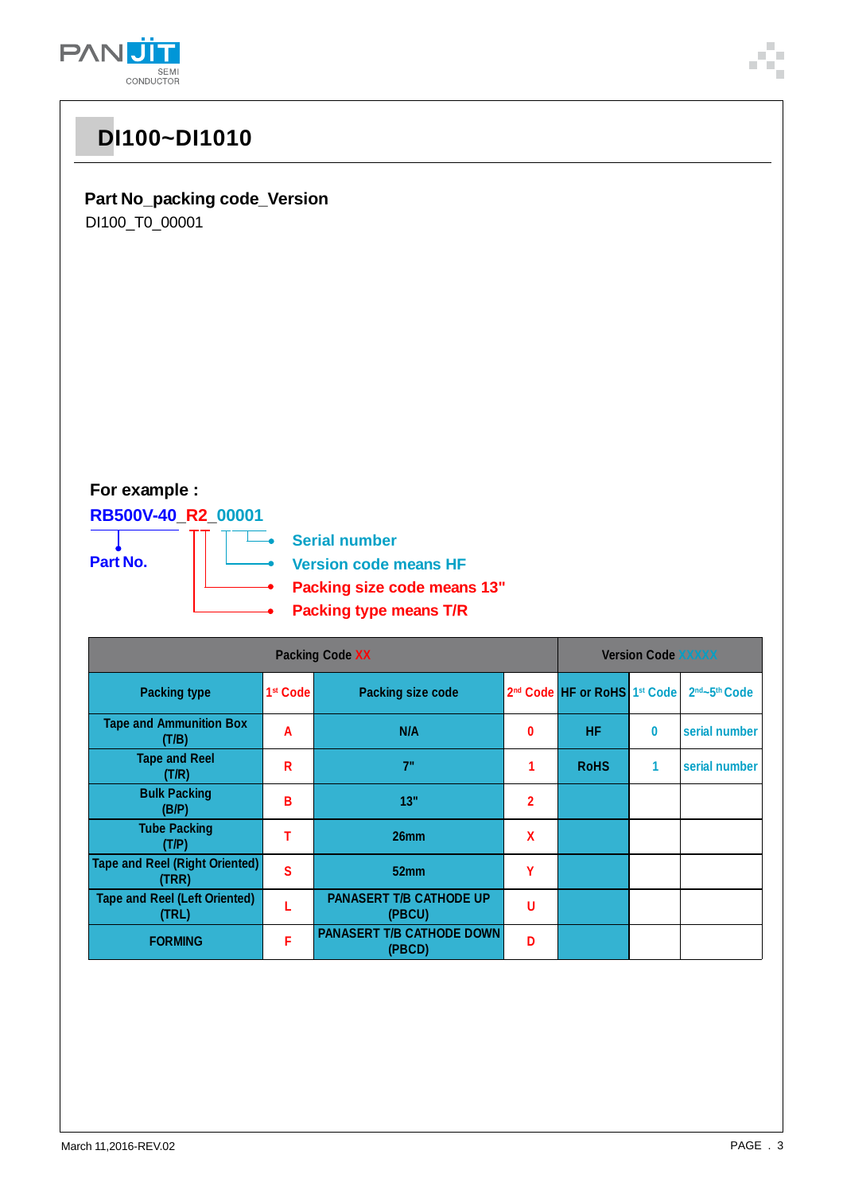# DI100~DI1010

**Part No_packing code_Version**

DI100_T0_00001

**For example :**

**RB500V-40_R2_00001**

**Part No.**

**Serial number**

**Version code means HF**

**Packing size code means 13"**

**Packing type means T/R**

| Packing Code XX | | | | Version Code XXXXX | | |
|---|---|---|---|---|---|---|
| Packing type | 1st Code | Packing size code | 2nd Code | HF or RoHS | 1st Code | 2nd~5th Code |
| Tape and Ammunition Box (T/B) | A | N/A | 0 | HF | 0 | serial number |
| Tape and Reel (T/R) | R | 7" | 1 | RoHS | 1 | serial number |
| Bulk Packing (B/P) | B | 13" | 2 | | | |
| Tube Packing (T/P) | T | 26mm | X | | | |
| Tape and Reel (Right Oriented) (TRR) | S | 52mm | Y | | | |
| Tape and Reel (Left Oriented) (TRL) | L | PANASERT T/B CATHODE UP (PBCU) | U | | | |
| FORMING | F | PANASERT T/B CATHODE DOWN (PBCD) | D | | | |

March 11,2016-REV.02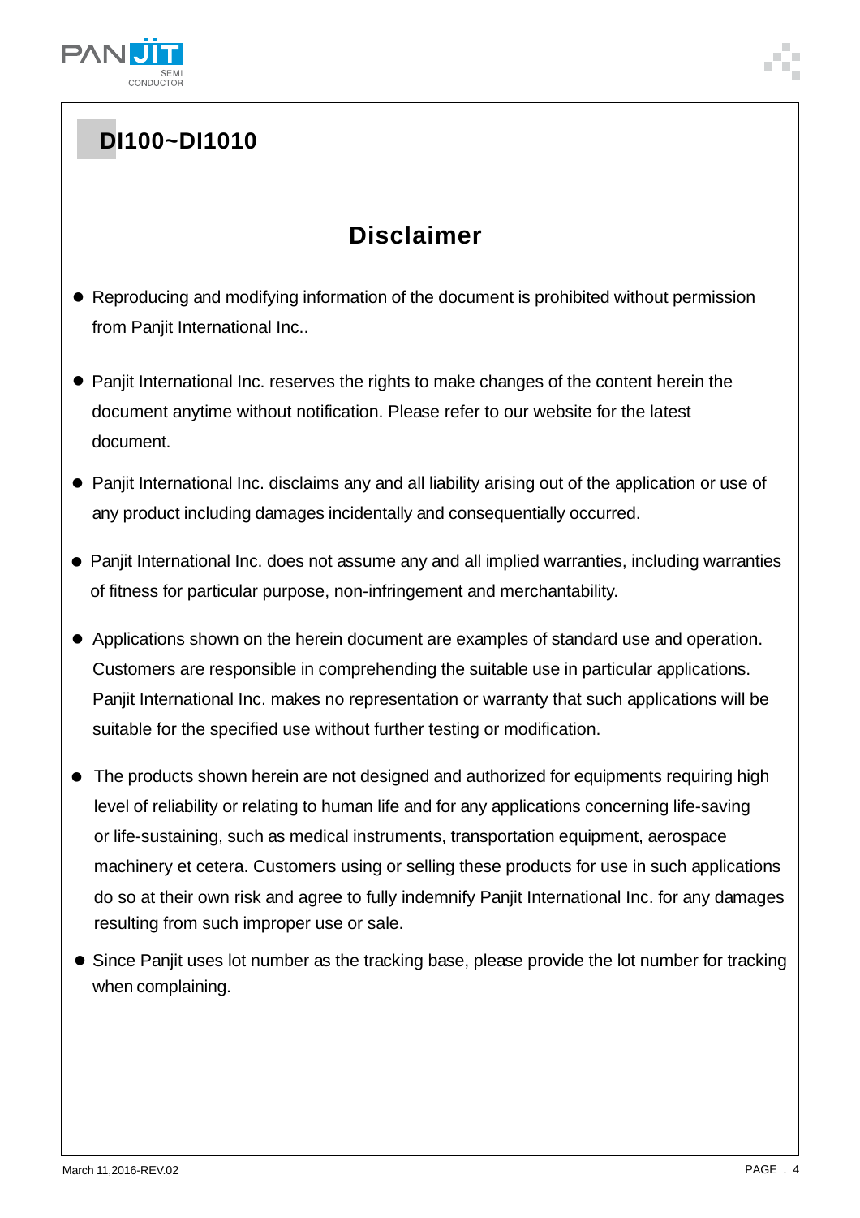# DI100~DI1010

## Disclaimer

- Reproducing and modifying information of the document is prohibited without permission from Panjit International Inc..
- Panjit International Inc. reserves the rights to make changes of the content herein the document anytime without notification. Please refer to our website for the latest document.
- Panjit International Inc. disclaims any and all liability arising out of the application or use of any product including damages incidentally and consequentially occurred.
- Panjit International Inc. does not assume any and all implied warranties, including warranties of fitness for particular purpose, non-infringement and merchantability.
- Applications shown on the herein document are examples of standard use and operation. Customers are responsible in comprehending the suitable use in particular applications. Panjit International Inc. makes no representation or warranty that such applications will be suitable for the specified use without further testing or modification.
- The products shown herein are not designed and authorized for equipments requiring high level of reliability or relating to human life and for any applications concerning life-saving or life-sustaining, such as medical instruments, transportation equipment, aerospace machinery et cetera. Customers using or selling these products for use in such applications do so at their own risk and agree to fully indemnify Panjit International Inc. for any damages resulting from such improper use or sale.
- Since Panjit uses lot number as the tracking base, please provide the lot number for tracking when complaining.